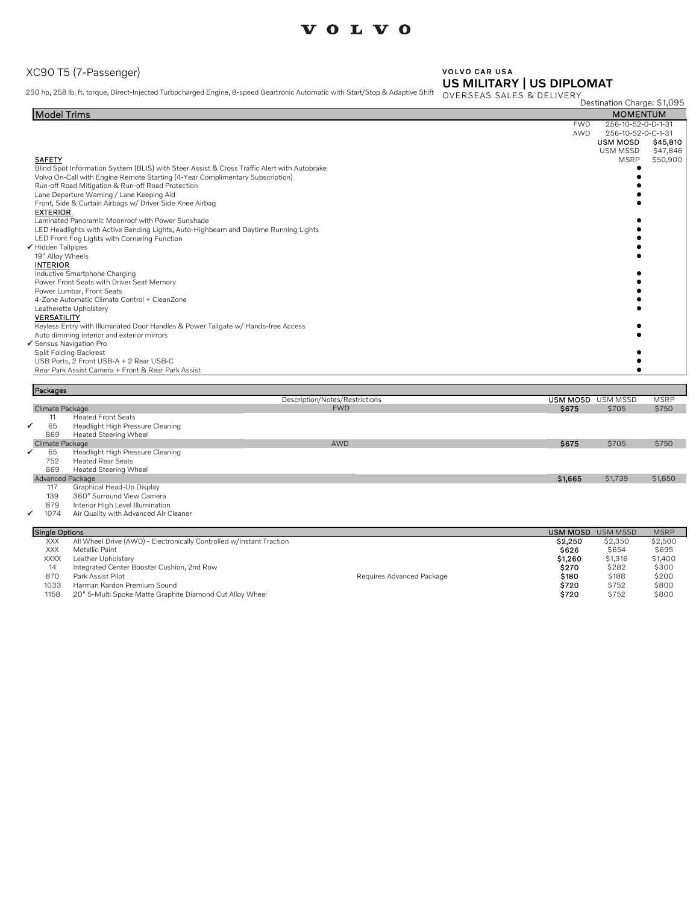VOLVO

# XC90 T5 (7-Passenger)

250 hp, 258 lb. ft. torque, Direct-Injected Turbocharged Engine, 8-speed Geartronic Automatic with Start/Stop & Adaptive Shift

**VOLVO CAR USA**
**US MILITARY | US DIPLOMAT**
OVERSEAS SALES & DELIVERY

Destination Charge: $1,095

| Model Trims | | MOMENTUM | |
|---|---|---|---|
| | FWD | 256-10-52-0-D-1-31 | |
| | AWD | 256-10-52-0-C-1-31 | |
| | | **USM MOSD** | **$45,810** |
| | | USM MSSD | $47,846 |
| **SAFETY** | | MSRP | $50,900 |
| Blind Spot Information System (BLIS) with Steer Assist & Cross Traffic Alert with Autobrake | | ● | |
| Volvo On-Call with Engine Remote Starting (4-Year Complimentary Subscription) | | ● | |
| Run-off Road Mitigation & Run-off Road Protection | | ● | |
| Lane Departure Warning / Lane Keeping Aid | | ● | |
| Front, Side & Curtain Airbags w/ Driver Side Knee Airbag | | ● | |
| **EXTERIOR** | | | |
| Laminated Panoramic Moonroof with Power Sunshade | | ● | |
| LED Headlights with Active Bending Lights, Auto-Highbeam and Daytime Running Lights | | ● | |
| LED Front Fog Lights with Cornering Function | | ● | |
| ✓ Hidden Tailpipes | | ● | |
| 19" Alloy Wheels | | ● | |
| **INTERIOR** | | | |
| Inductive Smartphone Charging | | ● | |
| Power Front Seats with Driver Seat Memory | | ● | |
| Power Lumbar, Front Seats | | ● | |
| 4-Zone Automatic Climate Control + CleanZone | | ● | |
| Leatherette Upholstery | | ● | |
| **VERSATILITY** | | | |
| Keyless Entry with Illuminated Door Handles & Power Tailgate w/ Hands-free Access | | ● | |
| Auto dimming interior and exterior mirrors | | ● | |
| ✓ Sensus Navigation Pro | | | |
| Split Folding Backrest | | ● | |
| USB Ports, 2 Front USB-A + 2 Rear USB-C | | ● | |
| Rear Park Assist Camera + Front & Rear Park Assist | | ● | |

| Packages | | Description/Notes/Restrictions | USM MOSD | USM MSSD | MSRP |
|---|---|---|---|---|---|
| Climate Package | | FWD | **$675** | $705 | $750 |
| 11 | Heated Front Seats | | | | |
| ✓ 65 | Headlight High Pressure Cleaning | | | | |
| 869 | Heated Steering Wheel | | | | |
| Climate Package | | AWD | **$675** | $705 | $750 |
| ✓ 65 | Headlight High Pressure Cleaning | | | | |
| 752 | Heated Rear Seats | | | | |
| 869 | Heated Steering Wheel | | | | |
| Advanced Package | | | **$1,665** | $1,739 | $1,850 |
| 117 | Graphical Head-Up Display | | | | |
| 139 | 360° Surround View Camera | | | | |
| 879 | Interior High Level Illumination | | | | |
| ✓ 1074 | Air Quality with Advanced Air Cleaner | | | | |

| Single Options | | | USM MOSD | USM MSSD | MSRP |
|---|---|---|---|---|---|
| XXX | All Wheel Drive (AWD) - Electronically Controlled w/Instant Traction | | **$2,250** | $2,350 | $2,500 |
| XXX | Metallic Paint | | **$626** | $654 | $695 |
| XXXX | Leather Upholstery | | **$1,260** | $1,316 | $1,400 |
| 14 | Integrated Center Booster Cushion, 2nd Row | | **$270** | $282 | $300 |
| 870 | Park Assist Pilot | Requires Advanced Package | **$180** | $188 | $200 |
| 1033 | Harman Kardon Premium Sound | | **$720** | $752 | $800 |
| 1158 | 20" 5-Multi Spoke Matte Graphite Diamond Cut Alloy Wheel | | **$720** | $752 | $800 |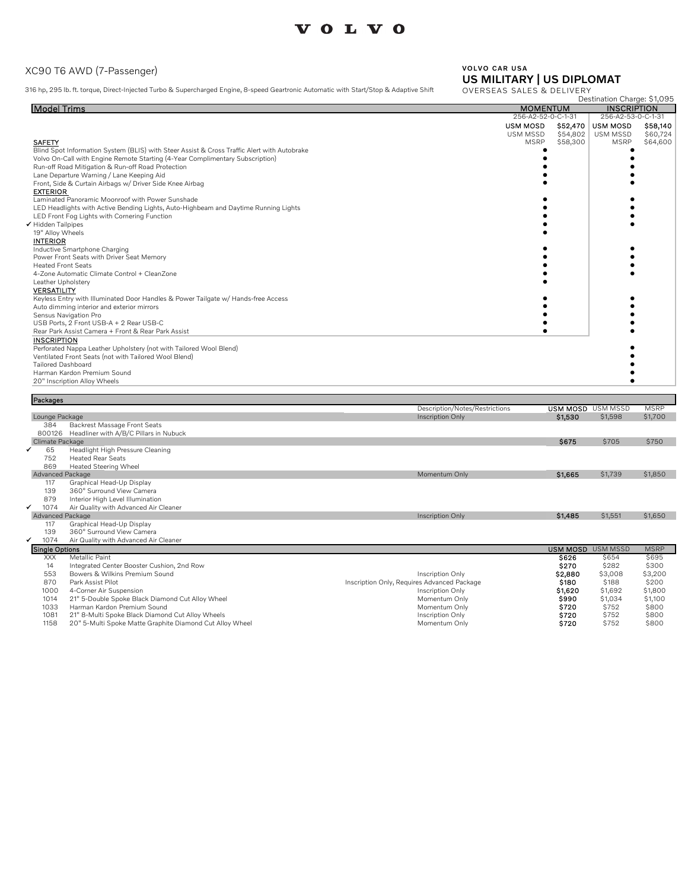VOLVO

# XC90 T6 AWD (7-Passenger)

316 hp, 295 lb. ft. torque, Direct-Injected Turbo & Supercharged Engine, 8-speed Geartronic Automatic with Start/Stop & Adaptive Shift

**VOLVO CAR USA**
**US MILITARY | US DIPLOMAT**
OVERSEAS SALES & DELIVERY

Destination Charge: $1,095

| Model Trims | MOMENTUM | | INSCRIPTION | |
|---|---|---|---|---|
| | 256-A2-52-0-C-1-31 | | 256-A2-53-0-C-1-31 | |
| | USM MOSD | $52,470 | USM MOSD | $58,140 |
| | USM MSSD | $54,802 | USM MSSD | $60,724 |
| **SAFETY** | MSRP | $58,300 | MSRP | $64,600 |
| Blind Spot Information System (BLIS) with Steer Assist & Cross Traffic Alert with Autobrake | ● | | ● | |
| Volvo On-Call with Engine Remote Starting (4-Year Complimentary Subscription) | ● | | ● | |
| Run-off Road Mitigation & Run-off Road Protection | ● | | ● | |
| Lane Departure Warning / Lane Keeping Aid | ● | | ● | |
| Front, Side & Curtain Airbags w/ Driver Side Knee Airbag | ● | | ● | |
| **EXTERIOR** | | | | |
| Laminated Panoramic Moonroof with Power Sunshade | ● | | ● | |
| LED Headlights with Active Bending Lights, Auto-Highbeam and Daytime Running Lights | ● | | ● | |
| LED Front Fog Lights with Cornering Function | ● | | ● | |
| ✓ Hidden Tailpipes | ● | | ● | |
| 19" Alloy Wheels | ● | | | |
| **INTERIOR** | | | | |
| Inductive Smartphone Charging | ● | | ● | |
| Power Front Seats with Driver Seat Memory | ● | | ● | |
| Heated Front Seats | ● | | ● | |
| 4-Zone Automatic Climate Control + CleanZone | ● | | ● | |
| Leather Upholstery | ● | | | |
| **VERSATILITY** | | | | |
| Keyless Entry with Illuminated Door Handles & Power Tailgate w/ Hands-free Access | ● | | ● | |
| Auto dimming interior and exterior mirrors | ● | | ● | |
| Sensus Navigation Pro | ● | | ● | |
| USB Ports, 2 Front USB-A + 2 Rear USB-C | ● | | ● | |
| Rear Park Assist Camera + Front & Rear Park Assist | ● | | ● | |
| **INSCRIPTION** | | | | |
| Perforated Nappa Leather Upholstery (not with Tailored Wool Blend) | | | ● | |
| Ventilated Front Seats (not with Tailored Wool Blend) | | | ● | |
| Tailored Dashboard | | | ● | |
| Harman Kardon Premium Sound | | | ● | |
| 20" Inscription Alloy Wheels | | | ● | |

## Packages

| Code | Item | Description/Notes/Restrictions | USM MOSD | USM MSSD | MSRP |
|---|---|---|---|---|---|
| **Lounge Package** | | Inscription Only | $1,530 | $1,598 | $1,700 |
| 384 | Backrest Massage Front Seats | | | | |
| 800126 | Headliner with A/B/C Pillars in Nubuck | | | | |
| **Climate Package** | | | $675 | $705 | $750 |
| ✓ 65 | Headlight High Pressure Cleaning | | | | |
| 752 | Heated Rear Seats | | | | |
| 869 | Heated Steering Wheel | | | | |
| **Advanced Package** | | Momentum Only | $1,665 | $1,739 | $1,850 |
| 117 | Graphical Head-Up Display | | | | |
| 139 | 360° Surround View Camera | | | | |
| 879 | Interior High Level Illumination | | | | |
| ✓ 1074 | Air Quality with Advanced Air Cleaner | | | | |
| **Advanced Package** | | Inscription Only | $1,485 | $1,551 | $1,650 |
| 117 | Graphical Head-Up Display | | | | |
| 139 | 360° Surround View Camera | | | | |
| ✓ 1074 | Air Quality with Advanced Air Cleaner | | | | |
| **Single Options** | | | **USM MOSD** | **USM MSSD** | **MSRP** |
| XXX | Metallic Paint | | $626 | $654 | $695 |
| 14 | Integrated Center Booster Cushion, 2nd Row | | $270 | $282 | $300 |
| 553 | Bowers & Wilkins Premium Sound | Inscription Only | $2,880 | $3,008 | $3,200 |
| 870 | Park Assist Pilot | Inscription Only, Requires Advanced Package | $180 | $188 | $200 |
| 1000 | 4-Corner Air Suspension | Inscription Only | $1,620 | $1,692 | $1,800 |
| 1014 | 21" 5-Double Spoke Black Diamond Cut Alloy Wheel | Momentum Only | $990 | $1,034 | $1,100 |
| 1033 | Harman Kardon Premium Sound | Momentum Only | $720 | $752 | $800 |
| 1081 | 21" 8-Multi Spoke Black Diamond Cut Alloy Wheels | Inscription Only | $720 | $752 | $800 |
| 1158 | 20" 5-Multi Spoke Matte Graphite Diamond Cut Alloy Wheel | Momentum Only | $720 | $752 | $800 |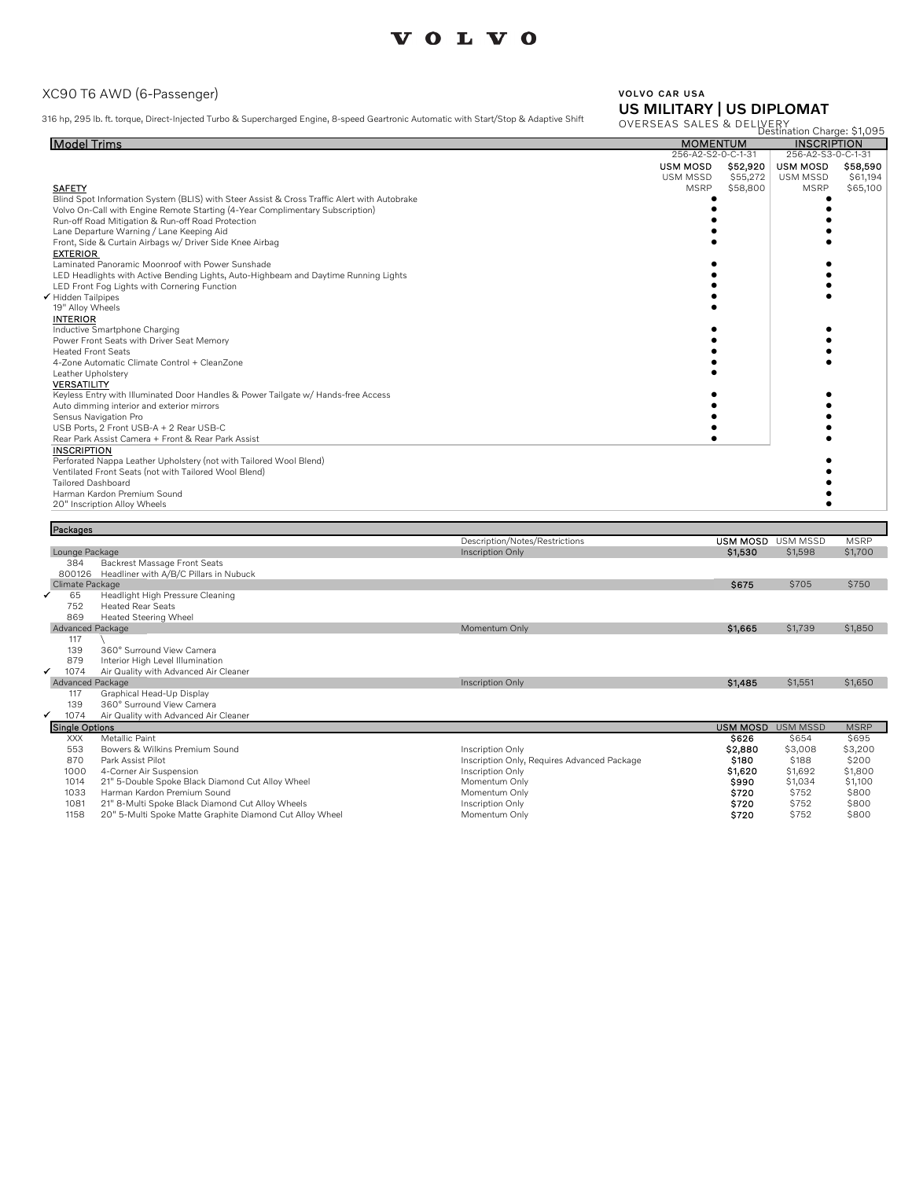VOLVO

# XC90 T6 AWD (6-Passenger)

316 hp, 295 lb. ft. torque, Direct-Injected Turbo & Supercharged Engine, 8-speed Geartronic Automatic with Start/Stop & Adaptive Shift

**VOLVO CAR USA**

## US MILITARY | US DIPLOMAT

OVERSEAS SALES & DELIVERY

Destination Charge: $1,095

| Model Trims | MOMENTUM | | INSCRIPTION | |
|---|---|---|---|---|
| | 256-A2-S2-0-C-1-31 | | 256-A2-S3-0-C-1-31 | |
| | USM MOSD | $52,920 | USM MOSD | $58,590 |
| | USM MSSD | $55,272 | USM MSSD | $61,194 |
| | MSRP | $58,800 | MSRP | $65,100 |
| **SAFETY** | | | | |
| Blind Spot Information System (BLIS) with Steer Assist & Cross Traffic Alert with Autobrake | ● | | ● | |
| Volvo On-Call with Engine Remote Starting (4-Year Complimentary Subscription) | ● | | ● | |
| Run-off Road Mitigation & Run-off Road Protection | ● | | ● | |
| Lane Departure Warning / Lane Keeping Aid | ● | | ● | |
| Front, Side & Curtain Airbags w/ Driver Side Knee Airbag | ● | | ● | |
| **EXTERIOR** | | | | |
| Laminated Panoramic Moonroof with Power Sunshade | ● | | ● | |
| LED Headlights with Active Bending Lights, Auto-Highbeam and Daytime Running Lights | ● | | ● | |
| LED Front Fog Lights with Cornering Function | ● | | ● | |
| ✓ Hidden Tailpipes | ● | | ● | |
| 19" Alloy Wheels | ● | | | |
| **INTERIOR** | | | | |
| Inductive Smartphone Charging | ● | | ● | |
| Power Front Seats with Driver Seat Memory | ● | | ● | |
| Heated Front Seats | ● | | ● | |
| 4-Zone Automatic Climate Control + CleanZone | ● | | ● | |
| Leather Upholstery | ● | | | |
| **VERSATILITY** | | | | |
| Keyless Entry with Illuminated Door Handles & Power Tailgate w/ Hands-free Access | ● | | ● | |
| Auto dimming interior and exterior mirrors | ● | | ● | |
| Sensus Navigation Pro | ● | | ● | |
| USB Ports, 2 Front USB-A + 2 Rear USB-C | ● | | ● | |
| Rear Park Assist Camera + Front & Rear Park Assist | ● | | ● | |
| **INSCRIPTION** | | | | |
| Perforated Nappa Leather Upholstery (not with Tailored Wool Blend) | | | ● | |
| Ventilated Front Seats (not with Tailored Wool Blend) | | | ● | |
| Tailored Dashboard | | | ● | |
| Harman Kardon Premium Sound | | | ● | |
| 20" Inscription Alloy Wheels | | | ● | |

| Packages | | Description/Notes/Restrictions | USM MOSD | USM MSSD | MSRP |
|---|---|---|---|---|---|
| Lounge Package | | Inscription Only | $1,530 | $1,598 | $1,700 |
| 384 | Backrest Massage Front Seats | | | | |
| 800126 | Headliner with A/B/C Pillars in Nubuck | | | | |
| Climate Package | | | $675 | $705 | $750 |
| ✓ 65 | Headlight High Pressure Cleaning | | | | |
| 752 | Heated Rear Seats | | | | |
| 869 | Heated Steering Wheel | | | | |
| Advanced Package | | Momentum Only | $1,665 | $1,739 | $1,850 |
| 117 | \ | | | | |
| 139 | 360° Surround View Camera | | | | |
| 879 | Interior High Level Illumination | | | | |
| ✓ 1074 | Air Quality with Advanced Air Cleaner | | | | |
| Advanced Package | | Inscription Only | $1,485 | $1,551 | $1,650 |
| 117 | Graphical Head-Up Display | | | | |
| 139 | 360° Surround View Camera | | | | |
| ✓ 1074 | Air Quality with Advanced Air Cleaner | | | | |
| **Single Options** | | | **USM MOSD** | **USM MSSD** | **MSRP** |
| XXX | Metallic Paint | | $626 | $654 | $695 |
| 553 | Bowers & Wilkins Premium Sound | Inscription Only | $2,880 | $3,008 | $3,200 |
| 870 | Park Assist Pilot | Inscription Only, Requires Advanced Package | $180 | $188 | $200 |
| 1000 | 4-Corner Air Suspension | Inscription Only | $1,620 | $1,692 | $1,800 |
| 1014 | 21" 5-Double Spoke Black Diamond Cut Alloy Wheel | Momentum Only | $990 | $1,034 | $1,100 |
| 1033 | Harman Kardon Premium Sound | Momentum Only | $720 | $752 | $800 |
| 1081 | 21" 8-Multi Spoke Black Diamond Cut Alloy Wheels | Inscription Only | $720 | $752 | $800 |
| 1158 | 20" 5-Multi Spoke Matte Graphite Diamond Cut Alloy Wheel | Momentum Only | $720 | $752 | $800 |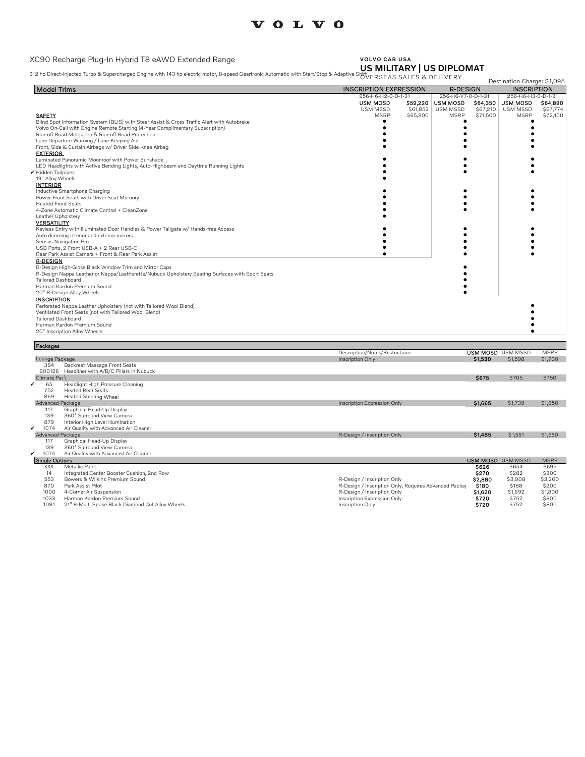VOLVO

# XC90 Recharge Plug-In Hybrid T8 eAWD Extended Range

**VOLVO CAR USA**
**US MILITARY | US DIPLOMAT**
OVERSEAS SALES & DELIVERY

312 hp Direct-Injected Turbo & Supercharged Engine with 143 hp electric motor, 8-speed Geartronic Automatic with Start/Stop & Adaptive Shift

Destination Charge: $1,095

| Model Trims | INSCRIPTION EXPRESSION | | R-DESIGN | | INSCRIPTION | |
|---|---|---|---|---|---|---|
| | 256-H6-H2-0-D-1-31 | | 256-H6-V7-0-D-1-31 | | 256-H6-H3-0-D-1-31 | |
| | USM MOSD | $59,220 | USM MOSD | $64,350 | USM MOSD | $64,890 |
| | USM MSSD | $61,852 | USM MSSD | $67,210 | USM MSSD | $67,774 |
| | MSRP | $65,800 | MSRP | $71,500 | MSRP | $72,100 |
| **SAFETY** | | | | | | |
| Blind Spot Information System (BLIS) with Steer Assist & Cross Traffic Alert with Autobrake | ● | | ● | | ● | |
| Volvo On-Call with Engine Remote Starting (4-Year Complimentary Subscription) | ● | | ● | | ● | |
| Run-off Road Mitigation & Run-off Road Protection | ● | | ● | | ● | |
| Lane Departure Warning / Lane Keeping Aid | ● | | ● | | ● | |
| Front, Side & Curtain Airbags w/ Driver Side Knee Airbag | ● | | ● | | ● | |
| **EXTERIOR** | | | | | | |
| Laminated Panoramic Moonroof with Power Sunshade | ● | | ● | | ● | |
| LED Headlights with Active Bending Lights, Auto-Highbeam and Daytime Running Lights | ● | | ● | | ● | |
| ✓ Hidden Tailpipes | ● | | ● | | ● | |
| 19" Alloy Wheels | ● | | | | | |
| **INTERIOR** | | | | | | |
| Inductive Smartphone Charging | ● | | ● | | ● | |
| Power Front Seats with Driver Seat Memory | ● | | ● | | ● | |
| Heated Front Seats | ● | | ● | | ● | |
| 4-Zone Automatic Climate Control + CleanZone | ● | | ● | | ● | |
| Leather Upholstery | ● | | | | | |
| **VERSATILITY** | | | | | | |
| Keyless Entry with Illuminated Door Handles & Power Tailgate w/ Hands-free Access | ● | | ● | | ● | |
| Auto dimming interior and exterior mirrors | ● | | ● | | ● | |
| Sensus Navigation Pro | ● | | ● | | ● | |
| USB Ports, 2 Front USB-A + 2 Rear USB-C | ● | | ● | | ● | |
| Rear Park Assist Camera + Front & Rear Park Assist | ● | | ● | | ● | |
| **R-DESIGN** | | | | | | |
| R-Design High-Gloss Black Window Trim and Mirror Caps | | | ● | | | |
| R-Design Nappa Leather or Nappa/Leatherette/Nubuck Upholstery Seating Surfaces with Sport Seats | | | ● | | | |
| Tailored Dashboard | | | ● | | | |
| Harman Kardon Premium Sound | | | ● | | | |
| 20" R-Design Alloy Wheels | | | ● | | | |
| **INSCRIPTION** | | | | | | |
| Perforated Nappa Leather Upholstery (not with Tailored Wool Blend) | | | | | ● | |
| Ventilated Front Seats (not with Tailored Wool Blend) | | | | | ● | |
| Tailored Dashboard | | | | | ● | |
| Harman Kardon Premium Sound | | | | | ● | |
| 20" Inscription Alloy Wheels | | | | | ● | |

## Packages

| | Code | Package / Option | Description/Notes/Restrictions | USM MOSD | USM MSSD | MSRP |
|---|---|---|---|---|---|---|
| | | **Lounge Package** | Inscription Only | $1,530 | $1,598 | $1,700 |
| | 384 | Backrest Massage Front Seats | | | | |
| | 800126 | Headliner with A/B/C Pillars in Nubuck | | | | |
| | | **Climate Pac\\** | | $675 | $705 | $750 |
| ✓ | 65 | Headlight High Pressure Cleaning | | | | |
| | 752 | Heated Rear Seats | | | | |
| | 869 | Heated Steering Wheel | | | | |
| | | **Advanced Package** | Inscription Expression Only | $1,665 | $1,739 | $1,850 |
| | 117 | Graphical Head-Up Display | | | | |
| | 139 | 360° Surround View Camera | | | | |
| | 879 | Interior High Level Illumination | | | | |
| ✓ | 1074 | Air Quality with Advanced Air Cleaner | | | | |
| | | **Advanced Package** | R-Design / Inscription Only | $1,485 | $1,551 | $1,650 |
| | 117 | Graphical Head-Up Display | | | | |
| | 139 | 360° Surround View Camera | | | | |
| ✓ | 1074 | Air Quality with Advanced Air Cleaner | | | | |

## Single Options

| Code | Option | Description/Notes/Restrictions | USM MOSD | USM MSSD | MSRP |
|---|---|---|---|---|---|
| XXX | Metallic Paint | | $626 | $654 | $695 |
| 14 | Integrated Center Booster Cushion, 2nd Row | | $270 | $282 | $300 |
| 553 | Bowers & Wilkins Premium Sound | R-Design / Inscription Only | $2,880 | $3,008 | $3,200 |
| 870 | Park Assist Pilot | R-Design / Inscription Only, Requires Advanced Packag | $180 | $188 | $200 |
| 1000 | 4-Corner Air Suspension | R-Design / Inscription Only | $1,620 | $1,692 | $1,800 |
| 1033 | Harman Kardon Premium Sound | Inscription Expression Only | $720 | $752 | $800 |
| 1081 | 21" 8-Multi Spoke Black Diamond Cut Alloy Wheels | Inscription Only | $720 | $752 | $800 |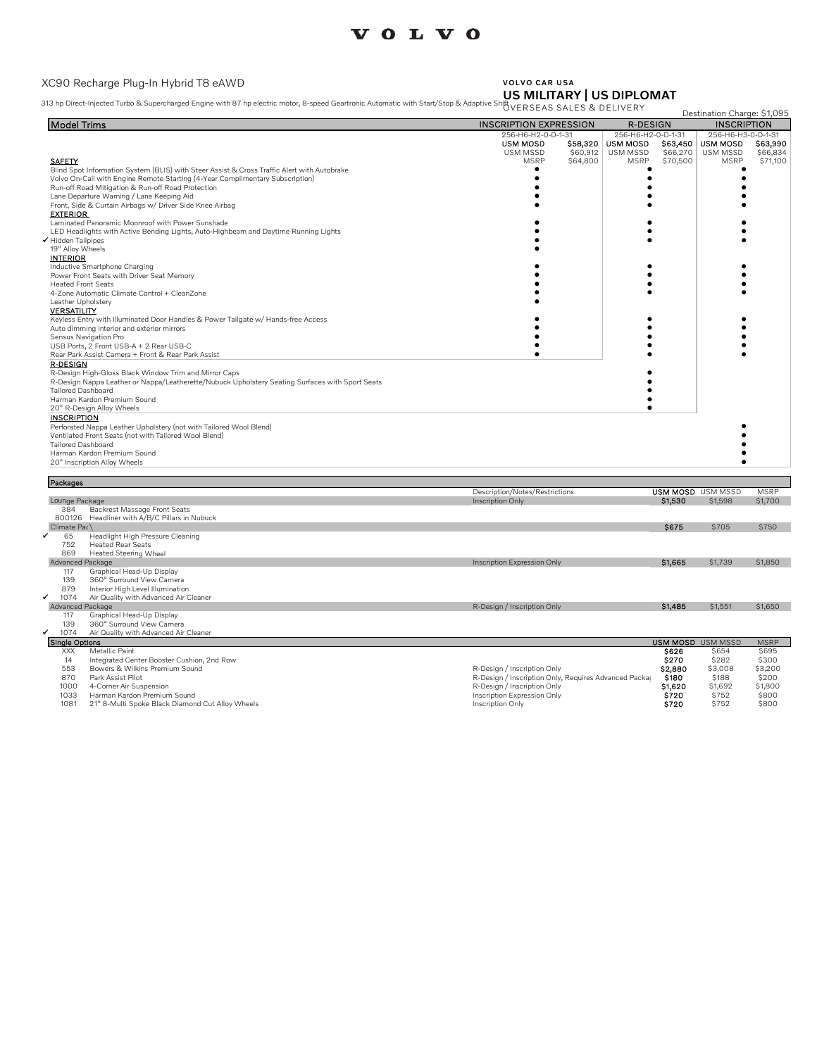VOLVO

# XC90 Recharge Plug-In Hybrid T8 eAWD

313 hp Direct-Injected Turbo & Supercharged Engine with 87 hp electric motor, 8-speed Geartronic Automatic with Start/Stop & Adaptive Shift

**VOLVO CAR USA**
**US MILITARY | US DIPLOMAT**
OVERSEAS SALES & DELIVERY

Destination Charge: $1,095

| Model Trims | INSCRIPTION EXPRESSION | | R-DESIGN | | INSCRIPTION | |
|---|---|---|---|---|---|---|
| | 256-H6-H2-0-D-1-31 | | 256-H6-H2-0-D-1-31 | | 256-H6-H3-0-D-1-31 | |
| | **USM MOSD** | **$58,320** | **USM MOSD** | **$63,450** | **USM MOSD** | **$63,990** |
| | USM MSSD | $60,912 | USM MSSD | $66,270 | USM MSSD | $66,834 |
| **SAFETY** | MSRP | $64,800 | MSRP | $70,500 | MSRP | $71,100 |
| Blind Spot Information System (BLIS) with Steer Assist & Cross Traffic Alert with Autobrake | ● | | ● | | ● | |
| Volvo On-Call with Engine Remote Starting (4-Year Complimentary Subscription) | ● | | ● | | ● | |
| Run-off Road Mitigation & Run-off Road Protection | ● | | ● | | ● | |
| Lane Departure Warning / Lane Keeping Aid | ● | | ● | | ● | |
| Front, Side & Curtain Airbags w/ Driver Side Knee Airbag | ● | | ● | | ● | |
| **EXTERIOR** | | | | | | |
| Laminated Panoramic Moonroof with Power Sunshade | ● | | ● | | ● | |
| LED Headlights with Active Bending Lights, Auto-Highbeam and Daytime Running Lights | ● | | ● | | ● | |
| ✓ Hidden Tailpipes | ● | | ● | | ● | |
| 19" Alloy Wheels | ● | | | | | |
| **INTERIOR** | | | | | | |
| Inductive Smartphone Charging | ● | | ● | | ● | |
| Power Front Seats with Driver Seat Memory | ● | | ● | | ● | |
| Heated Front Seats | ● | | ● | | ● | |
| 4-Zone Automatic Climate Control + CleanZone | ● | | ● | | ● | |
| Leather Upholstery | ● | | | | | |
| **VERSATILITY** | | | | | | |
| Keyless Entry with Illuminated Door Handles & Power Tailgate w/ Hands-free Access | ● | | ● | | ● | |
| Auto dimming interior and exterior mirrors | ● | | ● | | ● | |
| Sensus Navigation Pro | ● | | ● | | ● | |
| USB Ports, 2 Front USB-A + 2 Rear USB-C | ● | | ● | | ● | |
| Rear Park Assist Camera + Front & Rear Park Assist | ● | | ● | | ● | |
| **R-DESIGN** | | | | | | |
| R-Design High-Gloss Black Window Trim and Mirror Caps | | | ● | | | |
| R-Design Nappa Leather or Nappa/Leatherette/Nubuck Upholstery Seating Surfaces with Sport Seats | | | ● | | | |
| Tailored Dashboard | | | ● | | | |
| Harman Kardon Premium Sound | | | ● | | | |
| 20" R-Design Alloy Wheels | | | ● | | | |
| **INSCRIPTION** | | | | | | |
| Perforated Nappa Leather Upholstery (not with Tailored Wool Blend) | | | | | ● | |
| Ventilated Front Seats (not with Tailored Wool Blend) | | | | | ● | |
| Tailored Dashboard | | | | | ● | |
| Harman Kardon Premium Sound | | | | | ● | |
| 20" Inscription Alloy Wheels | | | | | ● | |

| Packages | | Description/Notes/Restrictions | USM MOSD | USM MSSD | MSRP |
|---|---|---|---|---|---|
| Lounge Package | | Inscription Only | **$1,530** | $1,598 | $1,700 |
| 384 | Backrest Massage Front Seats | | | | |
| 800126 | Headliner with A/B/C Pillars in Nubuck | | | | |
| Climate Pac\ | | | **$675** | $705 | $750 |
| ✓ 65 | Headlight High Pressure Cleaning | | | | |
| 752 | Heated Rear Seats | | | | |
| 869 | Heated Steering Wheel | | | | |
| Advanced Package | | Inscription Expression Only | **$1,665** | $1,739 | $1,850 |
| 117 | Graphical Head-Up Display | | | | |
| 139 | 360° Surround View Camera | | | | |
| 879 | Interior High Level Illumination | | | | |
| ✓ 1074 | Air Quality with Advanced Air Cleaner | | | | |
| Advanced Package | | R-Design / Inscription Only | **$1,485** | $1,551 | $1,650 |
| 117 | Graphical Head-Up Display | | | | |
| 139 | 360° Surround View Camera | | | | |
| ✓ 1074 | Air Quality with Advanced Air Cleaner | | | | |

| Single Options | | | USM MOSD | USM MSSD | MSRP |
|---|---|---|---|---|---|
| XXX | Metallic Paint | | **$626** | $654 | $695 |
| 14 | Integrated Center Booster Cushion, 2nd Row | | **$270** | $282 | $300 |
| 553 | Bowers & Wilkins Premium Sound | R-Design / Inscription Only | **$2,880** | $3,008 | $3,200 |
| 870 | Park Assist Pilot | R-Design / Inscription Only, Requires Advanced Packag | **$180** | $188 | $200 |
| 1000 | 4-Corner Air Suspension | R-Design / Inscription Only | **$1,620** | $1,692 | $1,800 |
| 1033 | Harman Kardon Premium Sound | Inscription Expression Only | **$720** | $752 | $800 |
| 1081 | 21" 8-Multi Spoke Black Diamond Cut Alloy Wheels | Inscription Only | **$720** | $752 | $800 |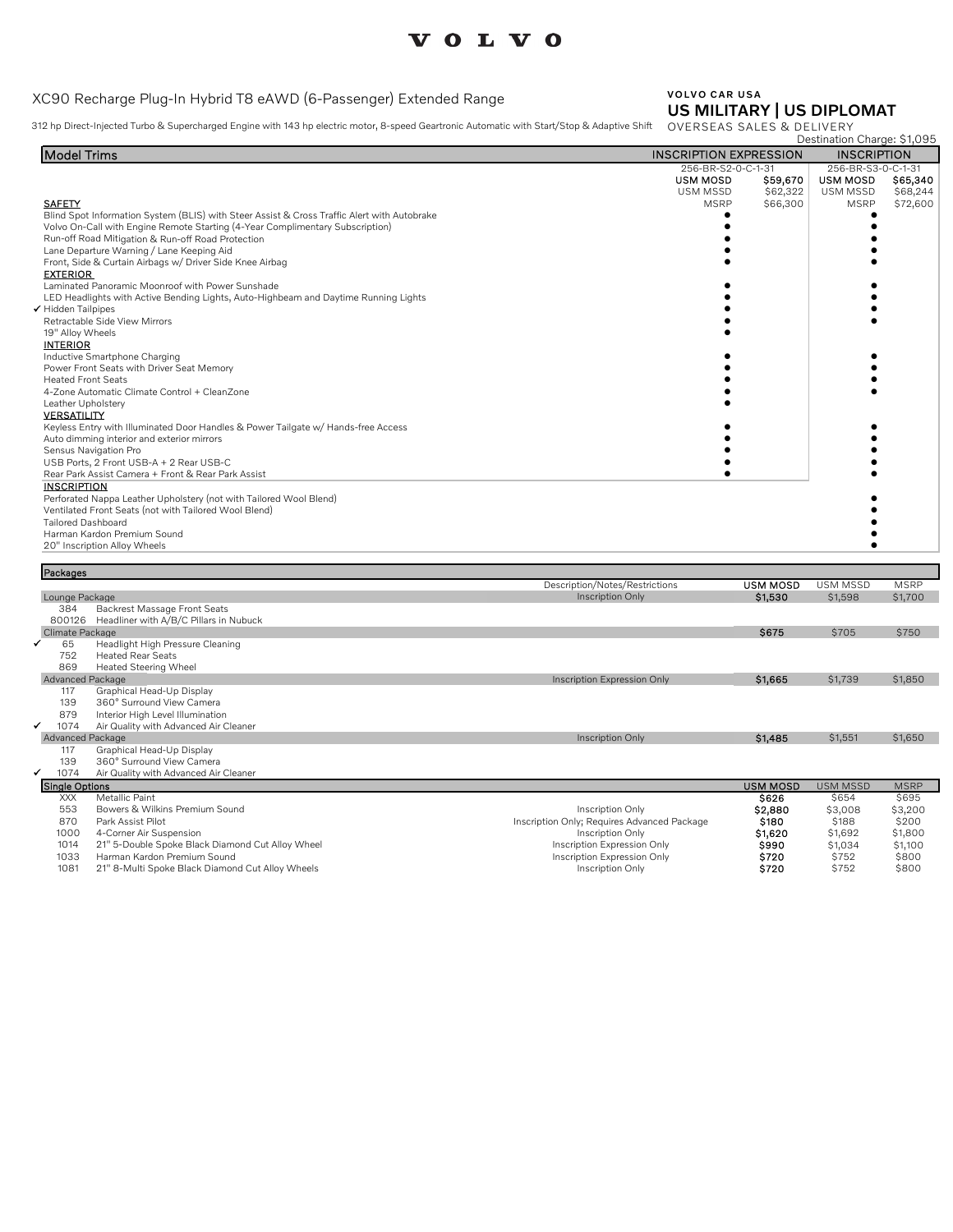VOLVO

# XC90 Recharge Plug-In Hybrid T8 eAWD (6-Passenger) Extended Range

312 hp Direct-Injected Turbo & Supercharged Engine with 143 hp electric motor, 8-speed Geartronic Automatic with Start/Stop & Adaptive Shift

**VOLVO CAR USA**
**US MILITARY | US DIPLOMAT**
OVERSEAS SALES & DELIVERY

Destination Charge: $1,095

| Model Trims | INSCRIPTION EXPRESSION | | INSCRIPTION | |
|---|---|---|---|---|
| | 256-BR-S2-0-C-1-31 | | 256-BR-S3-0-C-1-31 | |
| | USM MOSD | $59,670 | USM MOSD | $65,340 |
| | USM MSSD | $62,322 | USM MSSD | $68,244 |
| **SAFETY** | MSRP | $66,300 | MSRP | $72,600 |
| Blind Spot Information System (BLIS) with Steer Assist & Cross Traffic Alert with Autobrake | ● | | ● | |
| Volvo On-Call with Engine Remote Starting (4-Year Complimentary Subscription) | ● | | ● | |
| Run-off Road Mitigation & Run-off Road Protection | ● | | ● | |
| Lane Departure Warning / Lane Keeping Aid | ● | | ● | |
| Front, Side & Curtain Airbags w/ Driver Side Knee Airbag | ● | | ● | |
| **EXTERIOR** | | | | |
| Laminated Panoramic Moonroof with Power Sunshade | ● | | ● | |
| LED Headlights with Active Bending Lights, Auto-Highbeam and Daytime Running Lights | ● | | ● | |
| ✓ Hidden Tailpipes | ● | | ● | |
| Retractable Side View Mirrors | ● | | ● | |
| 19" Alloy Wheels | ● | | | |
| **INTERIOR** | | | | |
| Inductive Smartphone Charging | ● | | ● | |
| Power Front Seats with Driver Seat Memory | ● | | ● | |
| Heated Front Seats | ● | | ● | |
| 4-Zone Automatic Climate Control + CleanZone | ● | | ● | |
| Leather Upholstery | ● | | | |
| **VERSATILITY** | | | | |
| Keyless Entry with Illuminated Door Handles & Power Tailgate w/ Hands-free Access | ● | | ● | |
| Auto dimming interior and exterior mirrors | ● | | ● | |
| Sensus Navigation Pro | ● | | ● | |
| USB Ports, 2 Front USB-A + 2 Rear USB-C | ● | | ● | |
| Rear Park Assist Camera + Front & Rear Park Assist | ● | | ● | |
| **INSCRIPTION** | | | | |
| Perforated Nappa Leather Upholstery (not with Tailored Wool Blend) | | | ● | |
| Ventilated Front Seats (not with Tailored Wool Blend) | | | ● | |
| Tailored Dashboard | | | ● | |
| Harman Kardon Premium Sound | | | ● | |
| 20" Inscription Alloy Wheels | | | ● | |

| | Packages | | Description/Notes/Restrictions | USM MOSD | USM MSSD | MSRP |
|---|---|---|---|---|---|---|
| | Lounge Package | | Inscription Only | $1,530 | $1,598 | $1,700 |
| | 384 | Backrest Massage Front Seats | | | | |
| | 800126 | Headliner with A/B/C Pillars in Nubuck | | | | |
| | Climate Package | | | $675 | $705 | $750 |
| ✓ | 65 | Headlight High Pressure Cleaning | | | | |
| | 752 | Heated Rear Seats | | | | |
| | 869 | Heated Steering Wheel | | | | |
| | Advanced Package | | Inscription Expression Only | $1,665 | $1,739 | $1,850 |
| | 117 | Graphical Head-Up Display | | | | |
| | 139 | 360° Surround View Camera | | | | |
| | 879 | Interior High Level Illumination | | | | |
| ✓ | 1074 | Air Quality with Advanced Air Cleaner | | | | |
| | Advanced Package | | Inscription Only | $1,485 | $1,551 | $1,650 |
| | 117 | Graphical Head-Up Display | | | | |
| | 139 | 360° Surround View Camera | | | | |
| ✓ | 1074 | Air Quality with Advanced Air Cleaner | | | | |

| Single Options | | | USM MOSD | USM MSSD | MSRP |
|---|---|---|---|---|---|
| XXX | Metallic Paint | | $626 | $654 | $695 |
| 553 | Bowers & Wilkins Premium Sound | Inscription Only | $2,880 | $3,008 | $3,200 |
| 870 | Park Assist Pilot | Inscription Only; Requires Advanced Package | $180 | $188 | $200 |
| 1000 | 4-Corner Air Suspension | Inscription Only | $1,620 | $1,692 | $1,800 |
| 1014 | 21" 5-Double Spoke Black Diamond Cut Alloy Wheel | Inscription Expression Only | $990 | $1,034 | $1,100 |
| 1033 | Harman Kardon Premium Sound | Inscription Expression Only | $720 | $752 | $800 |
| 1081 | 21" 8-Multi Spoke Black Diamond Cut Alloy Wheels | Inscription Only | $720 | $752 | $800 |